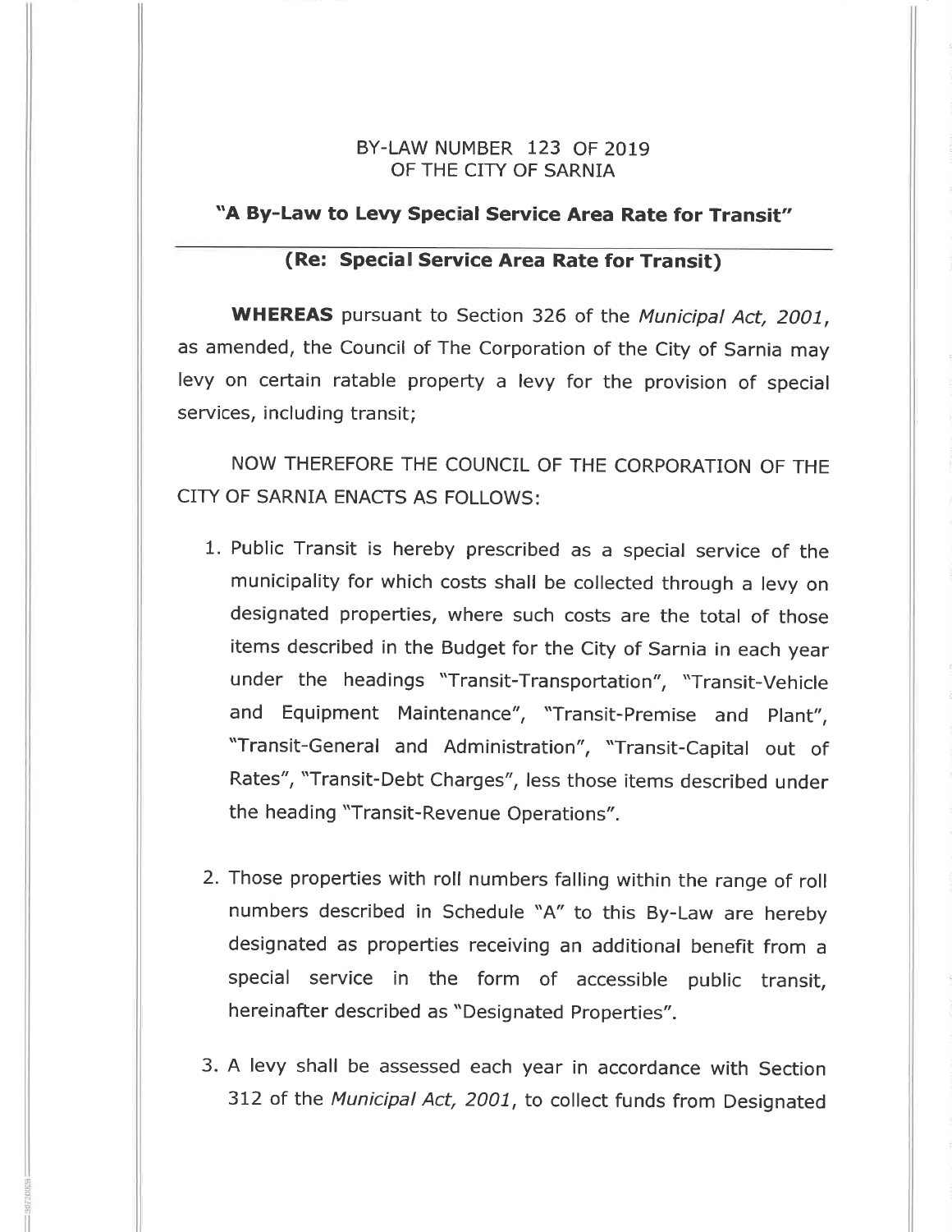BY-LAW NUMBER 123 OF 2019
OF THE CITY OF SARNIA

## "A By-Law to Levy Special Service Area Rate for Transit"

### (Re: Special Service Area Rate for Transit)

**WHEREAS** pursuant to Section 326 of the *Municipal Act, 2001*, as amended, the Council of The Corporation of the City of Sarnia may levy on certain ratable property a levy for the provision of special services, including transit;

NOW THEREFORE THE COUNCIL OF THE CORPORATION OF THE CITY OF SARNIA ENACTS AS FOLLOWS:

1. Public Transit is hereby prescribed as a special service of the municipality for which costs shall be collected through a levy on designated properties, where such costs are the total of those items described in the Budget for the City of Sarnia in each year under the headings "Transit-Transportation", "Transit-Vehicle and Equipment Maintenance", "Transit-Premise and Plant", "Transit-General and Administration", "Transit-Capital out of Rates", "Transit-Debt Charges", less those items described under the heading "Transit-Revenue Operations".

2. Those properties with roll numbers falling within the range of roll numbers described in Schedule "A" to this By-Law are hereby designated as properties receiving an additional benefit from a special service in the form of accessible public transit, hereinafter described as "Designated Properties".

3. A levy shall be assessed each year in accordance with Section 312 of the *Municipal Act, 2001*, to collect funds from Designated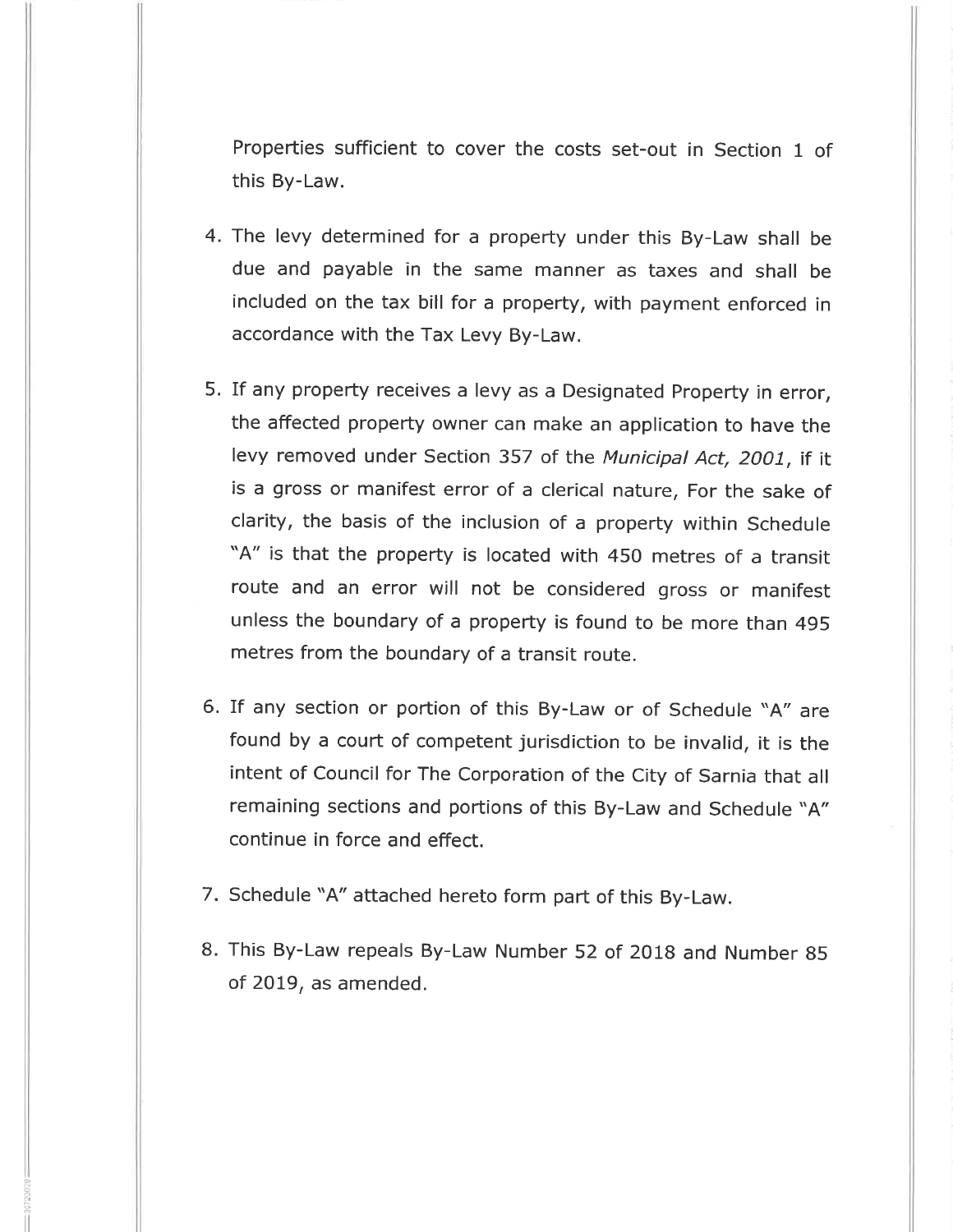Properties sufficient to cover the costs set-out in Section 1 of this By-Law.

4. The levy determined for a property under this By-Law shall be due and payable in the same manner as taxes and shall be included on the tax bill for a property, with payment enforced in accordance with the Tax Levy By-Law.

5. If any property receives a levy as a Designated Property in error, the affected property owner can make an application to have the levy removed under Section 357 of the *Municipal Act, 2001*, if it is a gross or manifest error of a clerical nature, For the sake of clarity, the basis of the inclusion of a property within Schedule "A" is that the property is located with 450 metres of a transit route and an error will not be considered gross or manifest unless the boundary of a property is found to be more than 495 metres from the boundary of a transit route.

6. If any section or portion of this By-Law or of Schedule "A" are found by a court of competent jurisdiction to be invalid, it is the intent of Council for The Corporation of the City of Sarnia that all remaining sections and portions of this By-Law and Schedule "A" continue in force and effect.

7. Schedule "A" attached hereto form part of this By-Law.

8. This By-Law repeals By-Law Number 52 of 2018 and Number 85 of 2019, as amended.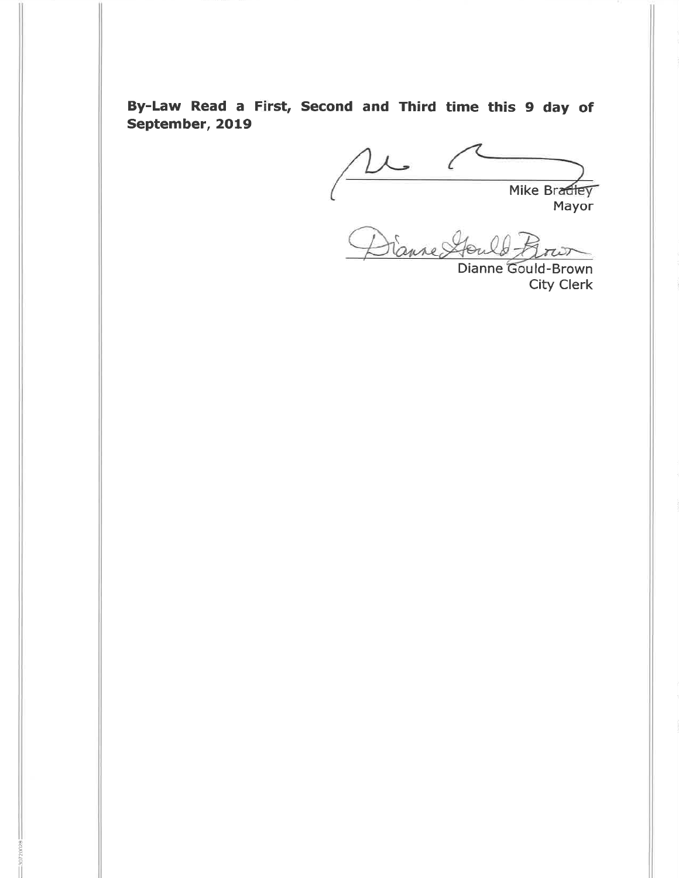**By-Law Read a First, Second and Third time this 9 day of September, 2019**

Mike Bradley
Mayor

Dianne Gould-Brown
City Clerk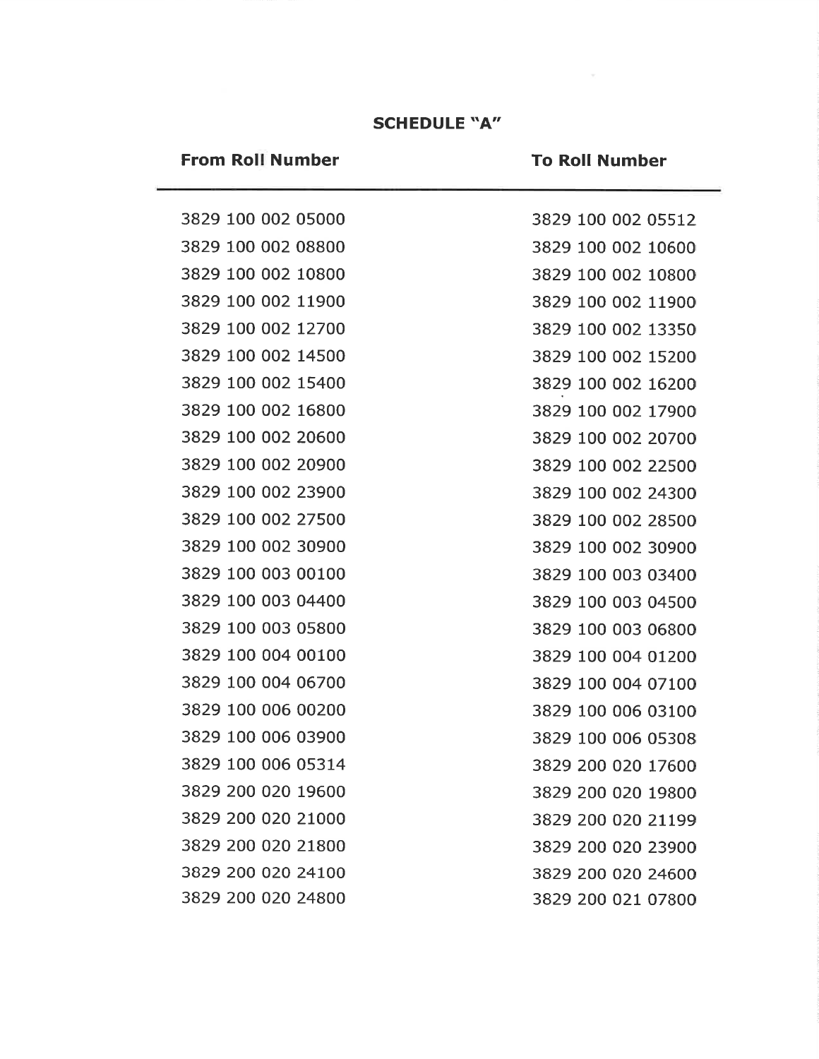## SCHEDULE "A"

| From Roll Number | To Roll Number |
|---|---|
| 3829 100 002 05000 | 3829 100 002 05512 |
| 3829 100 002 08800 | 3829 100 002 10600 |
| 3829 100 002 10800 | 3829 100 002 10800 |
| 3829 100 002 11900 | 3829 100 002 11900 |
| 3829 100 002 12700 | 3829 100 002 13350 |
| 3829 100 002 14500 | 3829 100 002 15200 |
| 3829 100 002 15400 | 3829 100 002 16200 |
| 3829 100 002 16800 | 3829 100 002 17900 |
| 3829 100 002 20600 | 3829 100 002 20700 |
| 3829 100 002 20900 | 3829 100 002 22500 |
| 3829 100 002 23900 | 3829 100 002 24300 |
| 3829 100 002 27500 | 3829 100 002 28500 |
| 3829 100 002 30900 | 3829 100 002 30900 |
| 3829 100 003 00100 | 3829 100 003 03400 |
| 3829 100 003 04400 | 3829 100 003 04500 |
| 3829 100 003 05800 | 3829 100 003 06800 |
| 3829 100 004 00100 | 3829 100 004 01200 |
| 3829 100 004 06700 | 3829 100 004 07100 |
| 3829 100 006 00200 | 3829 100 006 03100 |
| 3829 100 006 03900 | 3829 100 006 05308 |
| 3829 100 006 05314 | 3829 200 020 17600 |
| 3829 200 020 19600 | 3829 200 020 19800 |
| 3829 200 020 21000 | 3829 200 020 21199 |
| 3829 200 020 21800 | 3829 200 020 23900 |
| 3829 200 020 24100 | 3829 200 020 24600 |
| 3829 200 020 24800 | 3829 200 021 07800 |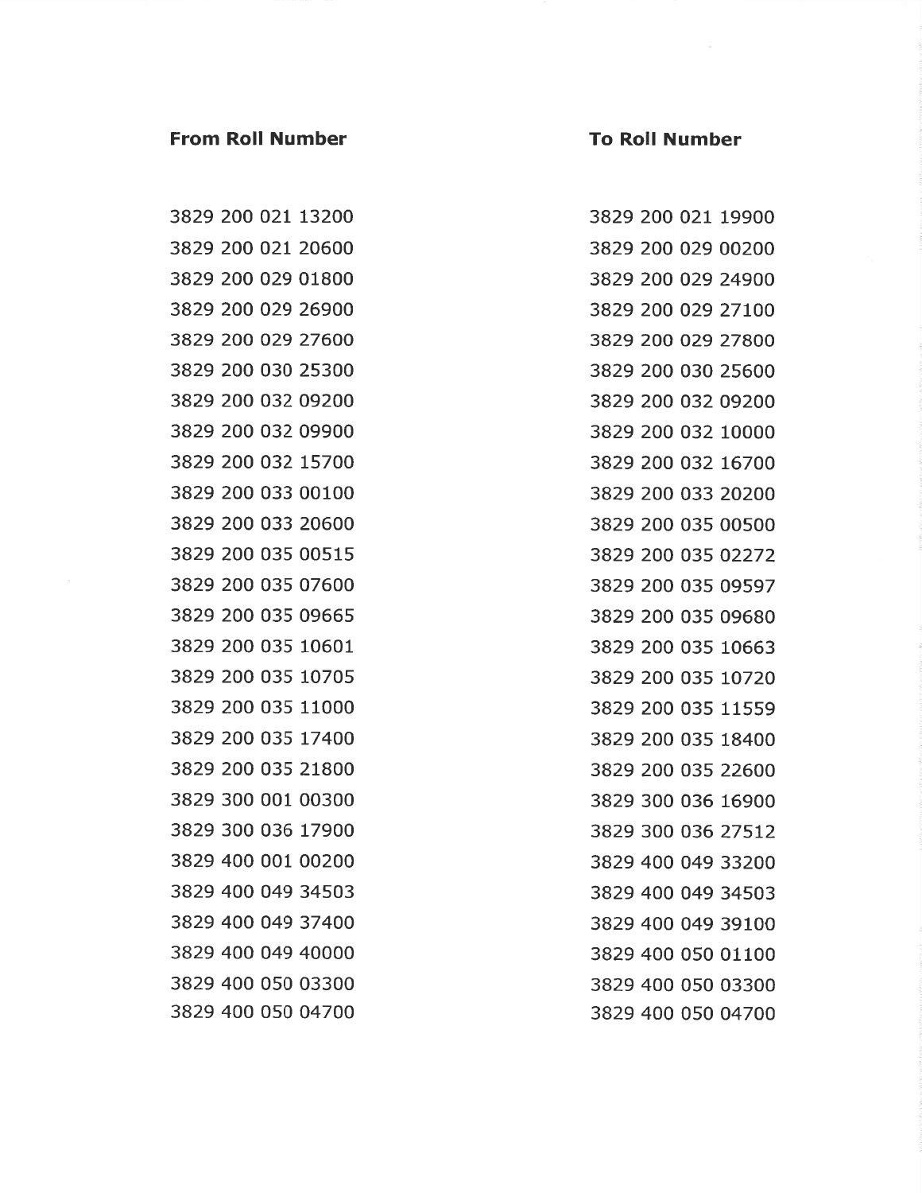| From Roll Number | To Roll Number |
| --- | --- |
| 3829 200 021 13200 | 3829 200 021 19900 |
| 3829 200 021 20600 | 3829 200 029 00200 |
| 3829 200 029 01800 | 3829 200 029 24900 |
| 3829 200 029 26900 | 3829 200 029 27100 |
| 3829 200 029 27600 | 3829 200 029 27800 |
| 3829 200 030 25300 | 3829 200 030 25600 |
| 3829 200 032 09200 | 3829 200 032 09200 |
| 3829 200 032 09900 | 3829 200 032 10000 |
| 3829 200 032 15700 | 3829 200 032 16700 |
| 3829 200 033 00100 | 3829 200 033 20200 |
| 3829 200 033 20600 | 3829 200 035 00500 |
| 3829 200 035 00515 | 3829 200 035 02272 |
| 3829 200 035 07600 | 3829 200 035 09597 |
| 3829 200 035 09665 | 3829 200 035 09680 |
| 3829 200 035 10601 | 3829 200 035 10663 |
| 3829 200 035 10705 | 3829 200 035 10720 |
| 3829 200 035 11000 | 3829 200 035 11559 |
| 3829 200 035 17400 | 3829 200 035 18400 |
| 3829 200 035 21800 | 3829 200 035 22600 |
| 3829 300 001 00300 | 3829 300 036 16900 |
| 3829 300 036 17900 | 3829 300 036 27512 |
| 3829 400 001 00200 | 3829 400 049 33200 |
| 3829 400 049 34503 | 3829 400 049 34503 |
| 3829 400 049 37400 | 3829 400 049 39100 |
| 3829 400 049 40000 | 3829 400 050 01100 |
| 3829 400 050 03300 | 3829 400 050 03300 |
| 3829 400 050 04700 | 3829 400 050 04700 |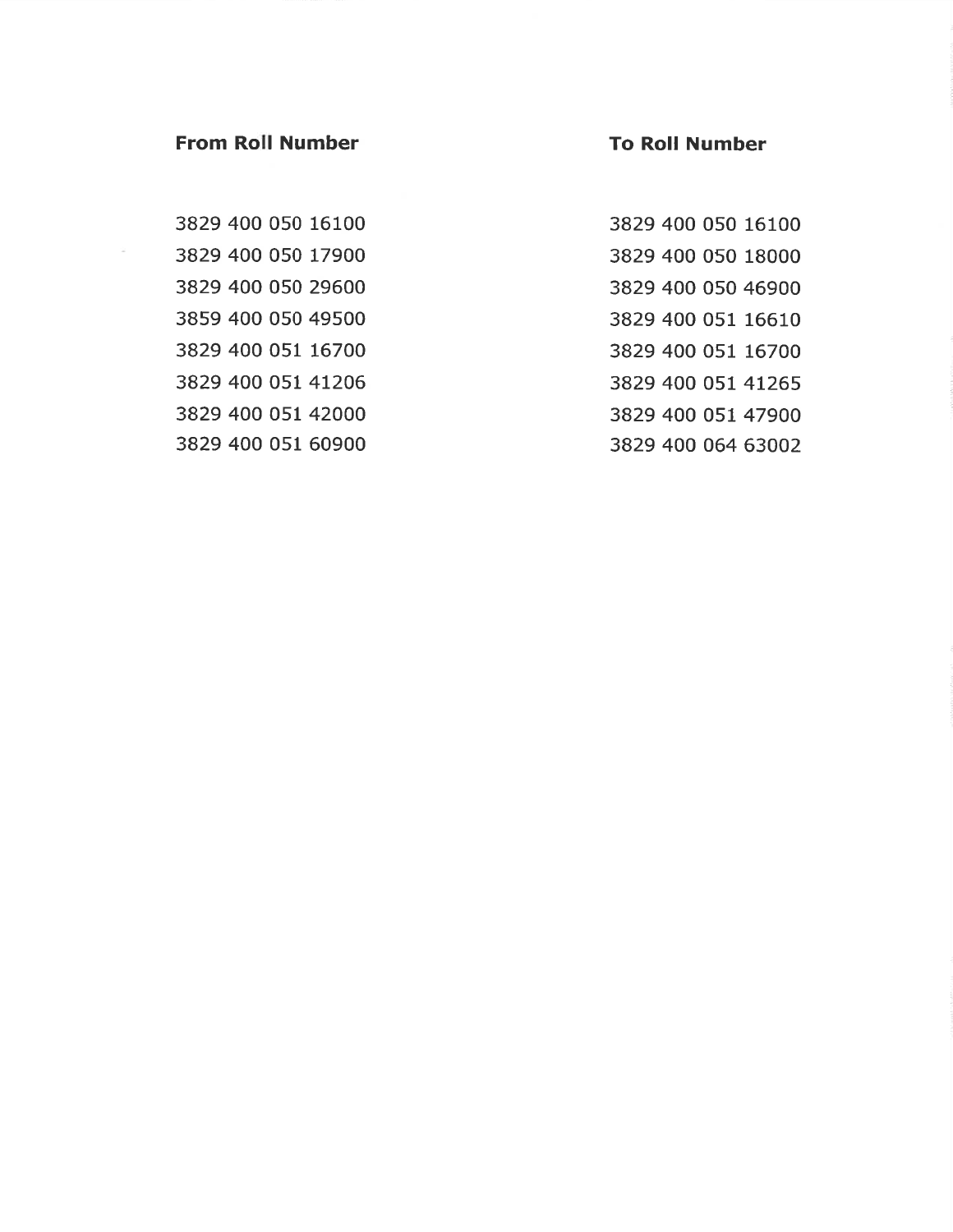| From Roll Number | To Roll Number |
| --- | --- |
| 3829 400 050 16100 | 3829 400 050 16100 |
| 3829 400 050 17900 | 3829 400 050 18000 |
| 3829 400 050 29600 | 3829 400 050 46900 |
| 3859 400 050 49500 | 3829 400 051 16610 |
| 3829 400 051 16700 | 3829 400 051 16700 |
| 3829 400 051 41206 | 3829 400 051 41265 |
| 3829 400 051 42000 | 3829 400 051 47900 |
| 3829 400 051 60900 | 3829 400 064 63002 |